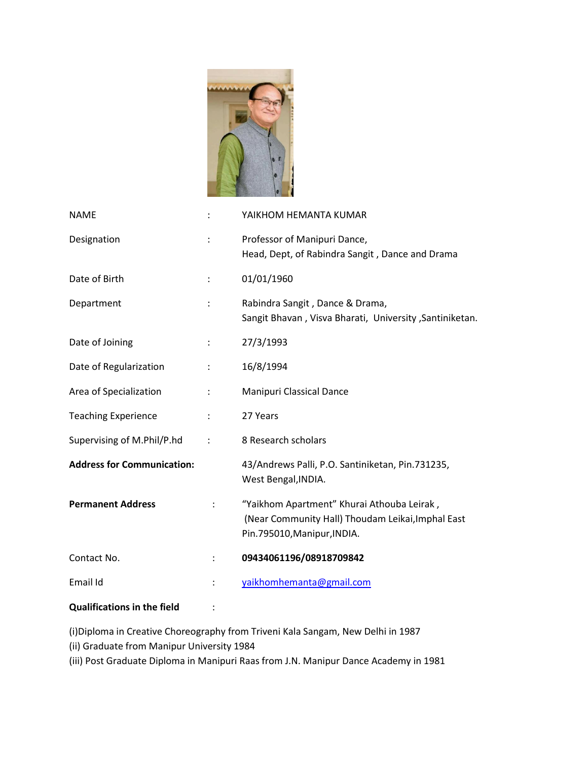| | | |
|---|---|---|
| NAME | : | YAIKHOM HEMANTA KUMAR |
| Designation | : | Professor of Manipuri Dance,<br>Head, Dept, of Rabindra Sangit , Dance and Drama |
| Date of Birth | : | 01/01/1960 |
| Department | : | Rabindra Sangit , Dance & Drama,<br>Sangit Bhavan , Visva Bharati, University ,Santiniketan. |
| Date of Joining | : | 27/3/1993 |
| Date of Regularization | : | 16/8/1994 |
| Area of Specialization | : | Manipuri Classical Dance |
| Teaching Experience | : | 27 Years |
| Supervising of M.Phil/P.hd | : | 8 Research scholars |
| **Address for Communication:** | | 43/Andrews Palli, P.O. Santiniketan, Pin.731235,<br>West Bengal,INDIA. |
| **Permanent Address** | : | "Yaikhom Apartment" Khurai Athouba Leirak ,<br>(Near Community Hall) Thoudam Leikai,Imphal East<br>Pin.795010,Manipur,INDIA. |
| Contact No. | : | **09434061196/08918709842** |
| Email Id | : | yaikhomhemanta@gmail.com |
| **Qualifications in the field** | : | |

(i)Diploma in Creative Choreography from Triveni Kala Sangam, New Delhi in 1987
(ii) Graduate from Manipur University 1984
(iii) Post Graduate Diploma in Manipuri Raas from J.N. Manipur Dance Academy in 1981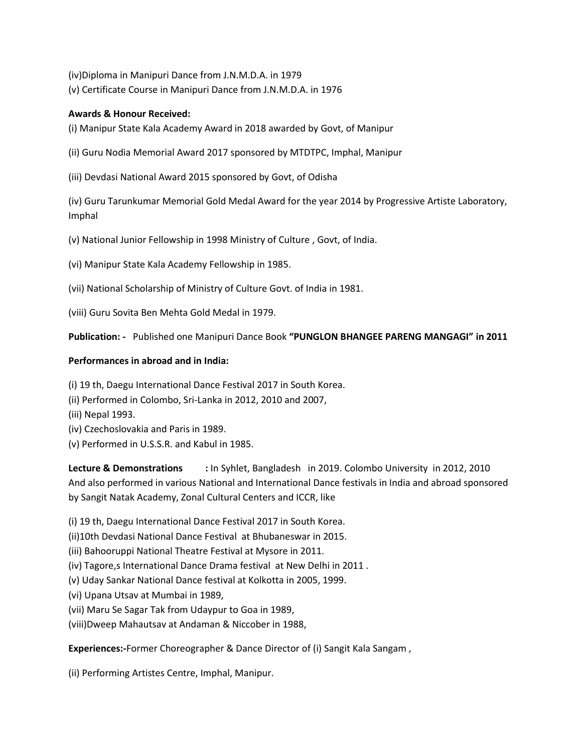(iv)Diploma in Manipuri Dance from J.N.M.D.A. in 1979
(v) Certificate Course in Manipuri Dance from J.N.M.D.A. in 1976

**Awards & Honour Received:**

(i) Manipur State Kala Academy Award in 2018 awarded by Govt, of Manipur

(ii) Guru Nodia Memorial Award 2017 sponsored by MTDTPC, Imphal, Manipur

(iii) Devdasi National Award 2015 sponsored by Govt, of Odisha

(iv) Guru Tarunkumar Memorial Gold Medal Award for the year 2014 by Progressive Artiste Laboratory, Imphal

(v) National Junior Fellowship in 1998 Ministry of Culture , Govt, of India.

(vi) Manipur State Kala Academy Fellowship in 1985.

(vii) National Scholarship of Ministry of Culture Govt. of India in 1981.

(viii) Guru Sovita Ben Mehta Gold Medal in 1979.

**Publication: -** Published one Manipuri Dance Book **"PUNGLON BHANGEE PARENG MANGAGI" in 2011**

**Performances in abroad and in India:**

(i) 19 th, Daegu International Dance Festival 2017 in South Korea.
(ii) Performed in Colombo, Sri-Lanka in 2012, 2010 and 2007,
(iii) Nepal 1993.
(iv) Czechoslovakia and Paris in 1989.
(v) Performed in U.S.S.R. and Kabul in 1985.

**Lecture & Demonstrations :** In Syhlet, Bangladesh in 2019. Colombo University in 2012, 2010
And also performed in various National and International Dance festivals in India and abroad sponsored by Sangit Natak Academy, Zonal Cultural Centers and ICCR, like

(i) 19 th, Daegu International Dance Festival 2017 in South Korea.
(ii)10th Devdasi National Dance Festival at Bhubaneswar in 2015.
(iii) Bahooruppi National Theatre Festival at Mysore in 2011.
(iv) Tagore,s International Dance Drama festival at New Delhi in 2011 .
(v) Uday Sankar National Dance festival at Kolkotta in 2005, 1999.
(vi) Upana Utsav at Mumbai in 1989,
(vii) Maru Se Sagar Tak from Udaypur to Goa in 1989,
(viii)Dweep Mahautsav at Andaman & Niccober in 1988,

**Experiences:-**Former Choreographer & Dance Director of (i) Sangit Kala Sangam ,

(ii) Performing Artistes Centre, Imphal, Manipur.